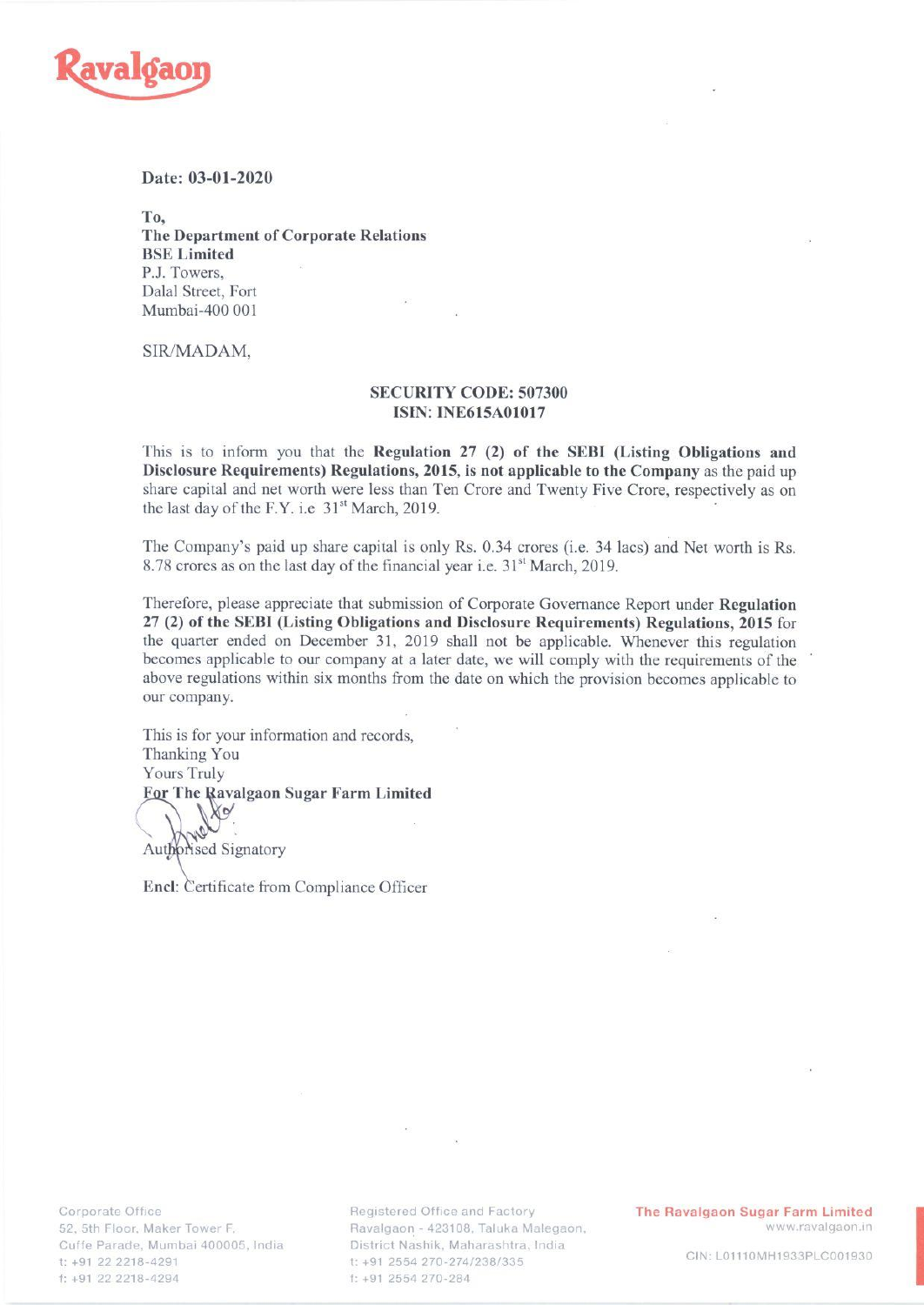Ravalgaon

**Date: 03-01-2020**

**To,**
**The Department of Corporate Relations**
**BSE Limited**
P.J. Towers,
Dalal Street, Fort
Mumbai-400 001

SIR/MADAM,

**SECURITY CODE: 507300**
**ISIN: INE615A01017**

This is to inform you that the **Regulation 27 (2) of the SEBI (Listing Obligations and Disclosure Requirements) Regulations, 2015, is not applicable to the Company** as the paid up share capital and net worth were less than Ten Crore and Twenty Five Crore, respectively as on the last day of the F.Y. i.e 31st March, 2019.

The Company's paid up share capital is only Rs. 0.34 crores (i.e. 34 lacs) and Net worth is Rs. 8.78 crores as on the last day of the financial year i.e. 31st March, 2019.

Therefore, please appreciate that submission of Corporate Governance Report under **Regulation 27 (2) of the SEBI (Listing Obligations and Disclosure Requirements) Regulations, 2015** for the quarter ended on December 31, 2019 shall not be applicable. Whenever this regulation becomes applicable to our company at a later date, we will comply with the requirements of the above regulations within six months from the date on which the provision becomes applicable to our company.

This is for your information and records,
Thanking You
Yours Truly
**For The Ravalgaon Sugar Farm Limited**

Authorised Signatory

**Encl**: Certificate from Compliance Officer

Corporate Office
52, 5th Floor, Maker Tower F,
Cuffe Parade, Mumbai 400005, India
t: +91 22 2218-4291
f: +91 22 2218-4294

Registered Office and Factory
Ravalgaon - 423108, Taluka Malegaon,
District Nashik, Maharashtra, India
t: +91 2554 270-274/238/335
f: +91 2554 270-284

**The Ravalgaon Sugar Farm Limited**
www.ravalgaon.in
CIN: L01110MH1933PLC001930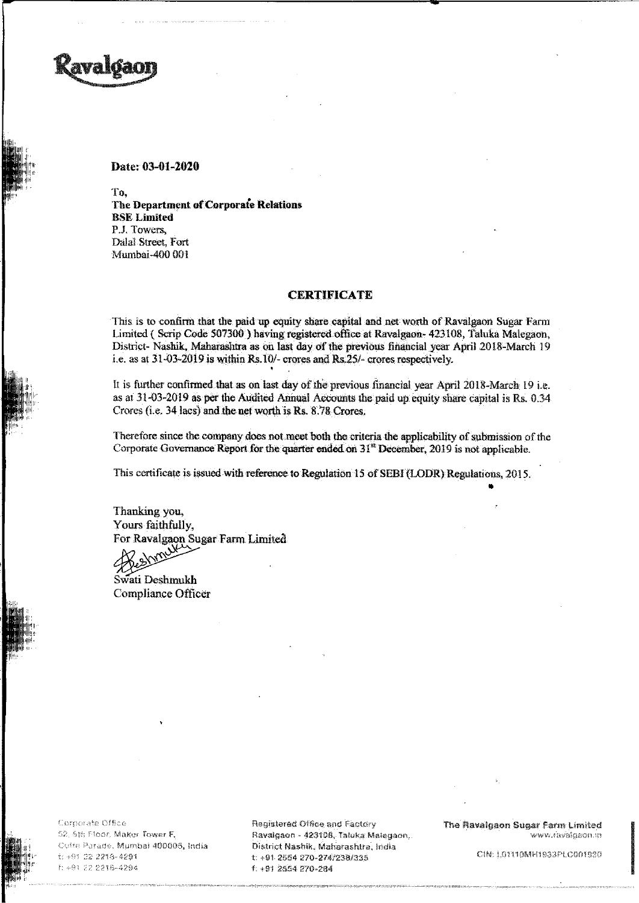Ravalgaon

**Date: 03-01-2020**

To,
**The Department of Corporate Relations**
**BSE Limited**
P.J. Towers,
Dalal Street, Fort
Mumbai-400 001

## CERTIFICATE

This is to confirm that the paid up equity share capital and net worth of Ravalgaon Sugar Farm Limited ( Scrip Code 507300 ) having registered office at Ravalgaon- 423108, Taluka Malegaon, District- Nashik, Maharashtra as on last day of the previous financial year April 2018-March 19 i.e. as at 31-03-2019 is within Rs.10/- crores and Rs.25/- crores respectively.

It is further confirmed that as on last day of the previous financial year April 2018-March 19 i.e. as at 31-03-2019 as per the Audited Annual Accounts the paid up equity share capital is Rs. 0.34 Crores (i.e. 34 lacs) and the net worth is Rs. 8.78 Crores.

Therefore since the company does not meet both the criteria the applicability of submission of the Corporate Governance Report for the quarter ended on 31st December, 2019 is not applicable.

This certificate is issued with reference to Regulation 15 of SEBI (LODR) Regulations, 2015.

Thanking you,
Yours faithfully,
For Ravalgaon Sugar Farm Limited

Swati Deshmukh
Compliance Officer

Corporate Office
52, 5th Floor, Maker Tower F,
Cuffe Parade, Mumbai 400005, India
t: +91 22 2218-4291
f: +91 22 2218-4294

Registered Office and Factory
Ravalgaon - 423108, Taluka Malegaon,
District Nashik, Maharashtra, India
t: +91 2554 270-274/238/335
f: +91 2554 270-284

**The Ravalgaon Sugar Farm Limited**
www.ravalgaon.in
CIN: L01110MH1933PLC001930